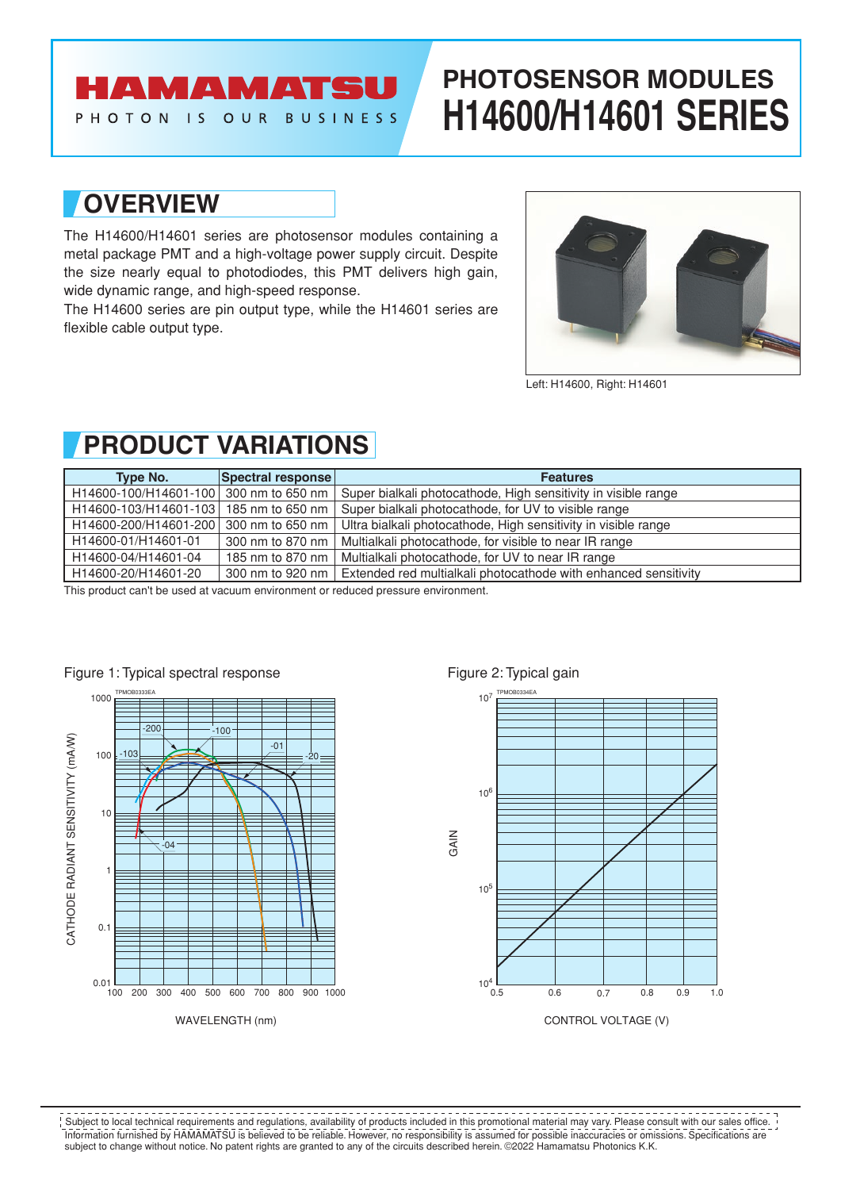# HAMAMATSU

PHOTON IS OUR BUSINESS

# PHOTOSENSOR MODULES H14600/H14601 SERIES

## OVERVIEW

The H14600/H14601 series are photosensor modules containing a metal package PMT and a high-voltage power supply circuit. Despite the size nearly equal to photodiodes, this PMT delivers high gain, wide dynamic range, and high-speed response.
The H14600 series are pin output type, while the H14601 series are flexible cable output type.

Left: H14600, Right: H14601

## PRODUCT VARIATIONS

| Type No. | Spectral response | Features |
|---|---|---|
| H14600-100/H14601-100 | 300 nm to 650 nm | Super bialkali photocathode, High sensitivity in visible range |
| H14600-103/H14601-103 | 185 nm to 650 nm | Super bialkali photocathode, for UV to visible range |
| H14600-200/H14601-200 | 300 nm to 650 nm | Ultra bialkali photocathode, High sensitivity in visible range |
| H14600-01/H14601-01 | 300 nm to 870 nm | Multialkali photocathode, for visible to near IR range |
| H14600-04/H14601-04 | 185 nm to 870 nm | Multialkali photocathode, for UV to near IR range |
| H14600-20/H14601-20 | 300 nm to 920 nm | Extended red multialkali photocathode with enhanced sensitivity |

This product can't be used at vacuum environment or reduced pressure environment.

Figure 1: Typical spectral response

Figure 2: Typical gain

Subject to local technical requirements and regulations, availability of products included in this promotional material may vary. Please consult with our sales office.
Information furnished by HAMAMATSU is believed to be reliable. However, no responsibility is assumed for possible inaccuracies or omissions. Specifications are subject to change without notice. No patent rights are granted to any of the circuits described herein. ©2022 Hamamatsu Photonics K.K.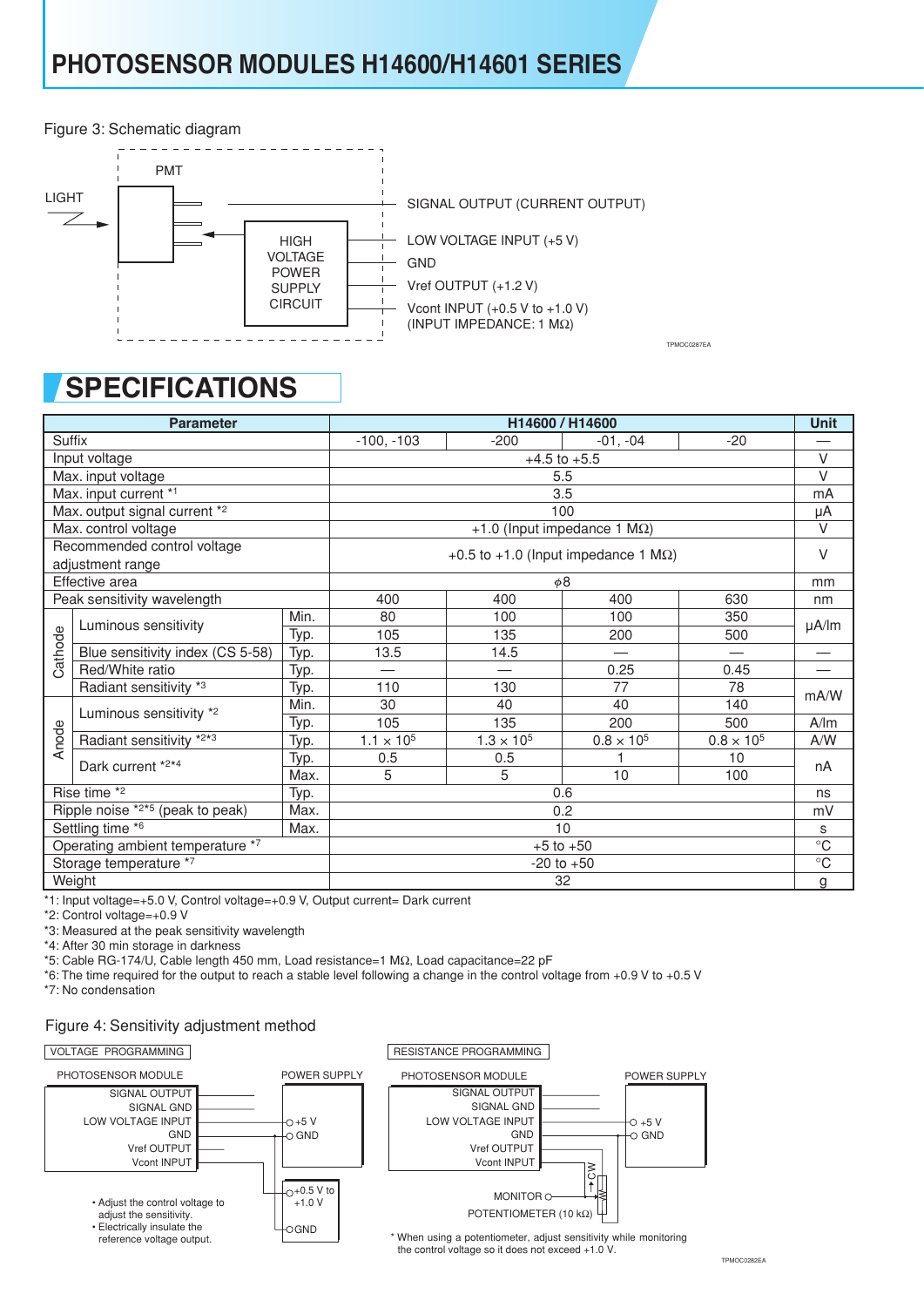# PHOTOSENSOR MODULES H14600/H14601 SERIES

Figure 3: Schematic diagram

PMT

LIGHT

HIGH VOLTAGE POWER SUPPLY CIRCUIT

SIGNAL OUTPUT (CURRENT OUTPUT)

LOW VOLTAGE INPUT (+5 V)

GND

Vref OUTPUT (+1.2 V)

Vcont INPUT (+0.5 V to +1.0 V)
(INPUT IMPEDANCE: 1 MΩ)

TPMOC0287EA

## SPECIFICATIONS

| Parameter | | | H14600 / H14600 | | | | Unit |
|---|---|---|---|---|---|---|---|
| Suffix | | | -100, -103 | -200 | -01, -04 | -20 | — |
| Input voltage | | | +4.5 to +5.5 | | | | V |
| Max. input voltage | | | 5.5 | | | | V |
| Max. input current *1 | | | 3.5 | | | | mA |
| Max. output signal current *2 | | | 100 | | | | μA |
| Max. control voltage | | | +1.0 (Input impedance 1 MΩ) | | | | V |
| Recommended control voltage adjustment range | | | +0.5 to +1.0 (Input impedance 1 MΩ) | | | | V |
| Effective area | | | $\phi$8 | | | | mm |
| Peak sensitivity wavelength | | | 400 | 400 | 400 | 630 | nm |
| Cathode | Luminous sensitivity | Min. | 80 | 100 | 100 | 350 | μA/lm |
| | | Typ. | 105 | 135 | 200 | 500 | |
| | Blue sensitivity index (CS 5-58) | Typ. | 13.5 | 14.5 | — | — | — |
| | Red/White ratio | Typ. | — | — | 0.25 | 0.45 | — |
| | Radiant sensitivity *3 | Typ. | 110 | 130 | 77 | 78 | mA/W |
| Anode | Luminous sensitivity *2 | Min. | 30 | 40 | 40 | 140 | |
| | | Typ. | 105 | 135 | 200 | 500 | A/lm |
| | Radiant sensitivity *2*3 | Typ. | $1.1 \times 10^5$ | $1.3 \times 10^5$ | $0.8 \times 10^5$ | $0.8 \times 10^5$ | A/W |
| | Dark current *2*4 | Typ. | 0.5 | 0.5 | 1 | 10 | nA |
| | | Max. | 5 | 5 | 10 | 100 | |
| Rise time *2 | | Typ. | 0.6 | | | | ns |
| Ripple noise *2*5 (peak to peak) | | Max. | 0.2 | | | | mV |
| Settling time *6 | | Max. | 10 | | | | s |
| Operating ambient temperature *7 | | | +5 to +50 | | | | °C |
| Storage temperature *7 | | | -20 to +50 | | | | °C |
| Weight | | | 32 | | | | g |

*1: Input voltage=+5.0 V, Control voltage=+0.9 V, Output current= Dark current
*2: Control voltage=+0.9 V
*3: Measured at the peak sensitivity wavelength
*4: After 30 min storage in darkness
*5: Cable RG-174/U, Cable length 450 mm, Load resistance=1 MΩ, Load capacitance=22 pF
*6: The time required for the output to reach a stable level following a change in the control voltage from +0.9 V to +0.5 V
*7: No condensation

Figure 4: Sensitivity adjustment method

**VOLTAGE PROGRAMMING**

PHOTOSENSOR MODULE: SIGNAL OUTPUT, SIGNAL GND, LOW VOLTAGE INPUT, GND, Vref OUTPUT, Vcont INPUT

POWER SUPPLY: +5 V, GND; +0.5 V to +1.0 V, GND

- Adjust the control voltage to adjust the sensitivity.
- Electrically insulate the reference voltage output.

**RESISTANCE PROGRAMMING**

PHOTOSENSOR MODULE: SIGNAL OUTPUT, SIGNAL GND, LOW VOLTAGE INPUT, GND, Vref OUTPUT, Vcont INPUT

POWER SUPPLY: +5 V, GND

MONITOR, POTENTIOMETER (10 kΩ), CW

\* When using a potentiometer, adjust sensitivity while monitoring the control voltage so it does not exceed +1.0 V.

TPMOC0282EA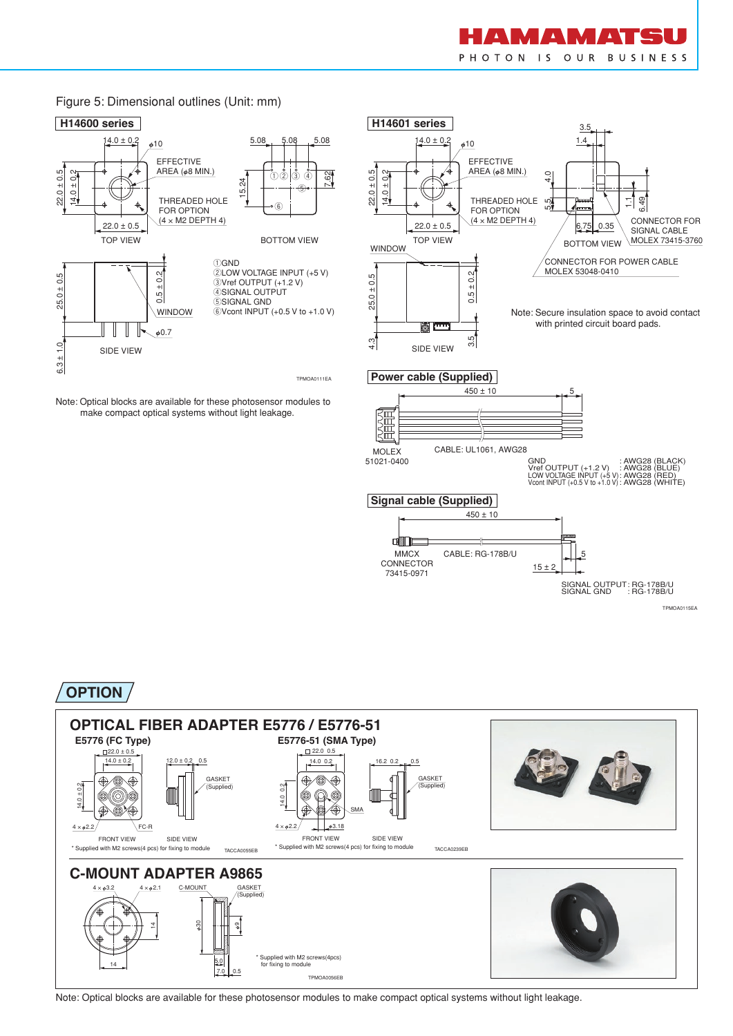Figure 5: Dimensional outlines (Unit: mm)

## H14600 series

14.0 ± 0.2
ϕ10
EFFECTIVE AREA (ϕ8 MIN.)
22.0 ± 0.5
14.0 ± 0.2
THREADED HOLE FOR OPTION (4 × M2 DEPTH 4)
22.0 ± 0.5
TOP VIEW

5.08 5.08 5.08
15.24
7.62
BOTTOM VIEW

25.0 ± 0.5
0.5 ± 0.2
WINDOW
ϕ0.7
6.3 ± 1.0
SIDE VIEW

①GND
②LOW VOLTAGE INPUT (+5 V)
③Vref OUTPUT (+1.2 V)
④SIGNAL OUTPUT
⑤SIGNAL GND
⑥Vcont INPUT (+0.5 V to +1.0 V)

TPMOA0111EA

Note: Optical blocks are available for these photosensor modules to make compact optical systems without light leakage.

## H14601 series

14.0 ± 0.2
ϕ10
EFFECTIVE AREA (ϕ8 MIN.)
22.0 ± 0.5
14.0 ± 0.2
THREADED HOLE FOR OPTION (4 × M2 DEPTH 4)
22.0 ± 0.5
TOP VIEW

3.5
1.4
4.0
5.5
1.1
6.49
6.75 0.35
BOTTOM VIEW
CONNECTOR FOR SIGNAL CABLE MOLEX 73415-3760
CONNECTOR FOR POWER CABLE MOLEX 53048-0410

WINDOW
25.0 ± 0.5
0.5 ± 0.2
4.3
3.5
SIDE VIEW

Note: Secure insulation space to avoid contact with printed circuit board pads.

## Power cable (Supplied)

450 ± 10
5
MOLEX 51021-0400
CABLE: UL1061, AWG28

GND : AWG28 (BLACK)
Vref OUTPUT (+1.2 V) : AWG28 (BLUE)
LOW VOLTAGE INPUT (+5 V) : AWG28 (RED)
Vcont INPUT (+0.5 V to +1.0 V) : AWG28 (WHITE)

## Signal cable (Supplied)

450 ± 10
MMCX CONNECTOR 73415-0971
CABLE: RG-178B/U
15 ± 2
5

SIGNAL OUTPUT : RG-178B/U
SIGNAL GND : RG-178B/U

TPMOA0115EA

# OPTION

## OPTICAL FIBER ADAPTER E5776 / E5776-51

### E5776 (FC Type)

□22.0 ± 0.5
14.0 ± 0.2
14.0 ± 0.2
4 × ϕ2.2
FC-R
FRONT VIEW
12.0 ± 0.2
0.5
GASKET (Supplied)
SIDE VIEW

\* Supplied with M2 screws(4 pcs) for fixing to module

TACCA0055EB

### E5776-51 (SMA Type)

□22.0 0.5
14.0 0.2
14.0 0.2
4 × ϕ2.2
ϕ3.18
SMA
FRONT VIEW
16.2 0.2
0.5
GASKET (Supplied)
SIDE VIEW

\* Supplied with M2 screws(4 pcs) for fixing to module

TACCA0239EB

## C-MOUNT ADAPTER A9865

4 × ϕ3.2
4 × ϕ2.1
14
14
C-MOUNT
GASKET (Supplied)
ϕ30
ϕ9
5.0
7.0
0.5

\* Supplied with M2 screws(4pcs) for fixing to module

TPMOA0056EB

Note: Optical blocks are available for these photosensor modules to make compact optical systems without light leakage.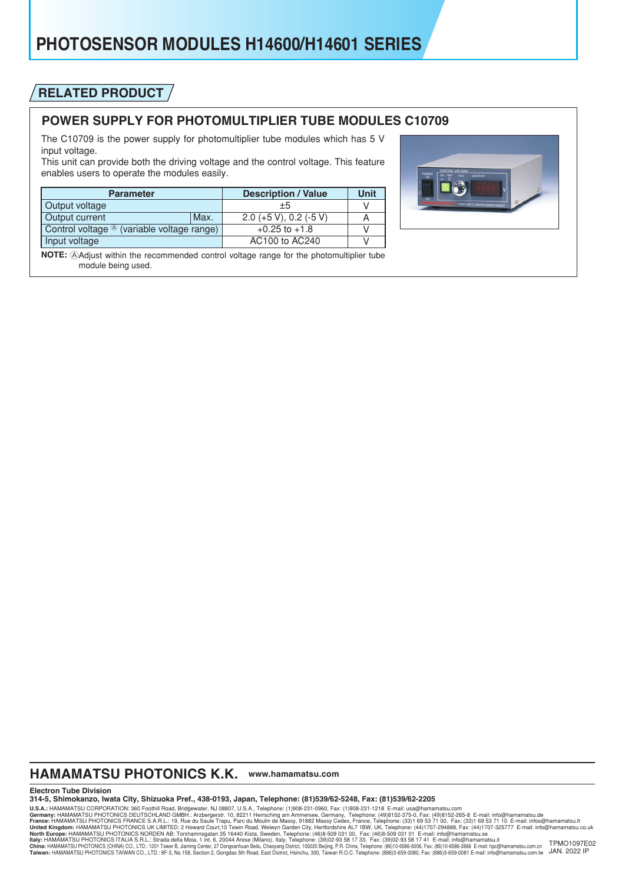# PHOTOSENSOR MODULES H14600/H14601 SERIES

## RELATED PRODUCT

### POWER SUPPLY FOR PHOTOMULTIPLIER TUBE MODULES C10709

The C10709 is the power supply for photomultiplier tube modules which has 5 V input voltage.
This unit can provide both the driving voltage and the control voltage. This feature enables users to operate the modules easily.

| Parameter | | Description / Value | Unit |
|---|---|---|---|
| Output voltage | | ±5 | V |
| Output current | Max. | 2.0 (+5 V), 0.2 (-5 V) | A |
| Control voltage Ⓐ (variable voltage range) | | +0.25 to +1.8 | V |
| Input voltage | | AC100 to AC240 | V |

**NOTE:** ⒶAdjust within the recommended control voltage range for the photomultiplier tube module being used.

## HAMAMATSU PHOTONICS K.K. www.hamamatsu.com

**Electron Tube Division**
**314-5, Shimokanzo, Iwata City, Shizuoka Pref., 438-0193, Japan, Telephone: (81)539/62-5248, Fax: (81)539/62-2205**

**U.S.A.:** HAMAMATSU CORPORATION: 360 Foothill Road, Bridgewater, NJ 08807, U.S.A., Telephone: (1)908-231-0960, Fax: (1)908-231-1218 E-mail: usa@hamamatsu.com
**Germany:** HAMAMATSU PHOTONICS DEUTSCHLAND GMBH.: Arzbergerstr. 10, 82211 Herrsching am Ammersee, Germany, Telephone: (49)8152-375-0, Fax: (49)8152-265-8 E-mail: info@hamamatsu.de
**France:** HAMAMATSU PHOTONICS FRANCE S.A.R.L.: 19, Rue du Saule Trapu, Parc du Moulin de Massy, 91882 Massy Cedex, France, Telephone: (33)1 69 53 71 00, Fax: (33)1 69 53 71 10 E-mail: infos@hamamatsu.fr
**United Kingdom:** HAMAMATSU PHOTONICS UK LIMITED: 2 Howard Court,10 Tewin Road, Welwyn Garden City, Hertfordshire AL7 1BW, UK, Telephone: (44)1707-294888, Fax: (44)1707-325777 E-mail: info@hamamatsu.co.uk
**North Europe:** HAMAMATSU PHOTONICS NORDEN AB: Torshamnsgatan 35 16440 Kista, Sweden, Telephone: (46)8-509 031 00, Fax: (46)8-509 031 01 E-mail: info@hamamatsu.se
**Italy:** HAMAMATSU PHOTONICS ITALIA S.R.L.: Strada della Moia, 1 int. 6, 20044 Arese (Milano), Italy, Telephone: (39)02-93 58 17 33, Fax: (39)02-93 58 17 41 E-mail: info@hamamatsu.it
**China:** HAMAMATSU PHOTONICS (CHINA) CO., LTD.: 1201 Tower B, Jiaming Center, 27 Dongsanhuan Beilu, Chaoyang District, 100020 Beijing, P.R. China, Telephone: (86)10-6586-6006, Fax: (86)10-6586-2866 E-mail: hpc@hamamatsu.com.cn
**Taiwan:** HAMAMATSU PHOTONICS TAIWAN CO., LTD.: 8F-3, No.158, Section 2, Gongdao 5th Road, East District, Hsinchu, 300, Taiwan R.O.C. Telephone: (886)3-659-0080, Fax: (886)3-659-0081 E-mail: info@hamamatsu.com.tw

TPMO1097E02
JAN. 2022 IP